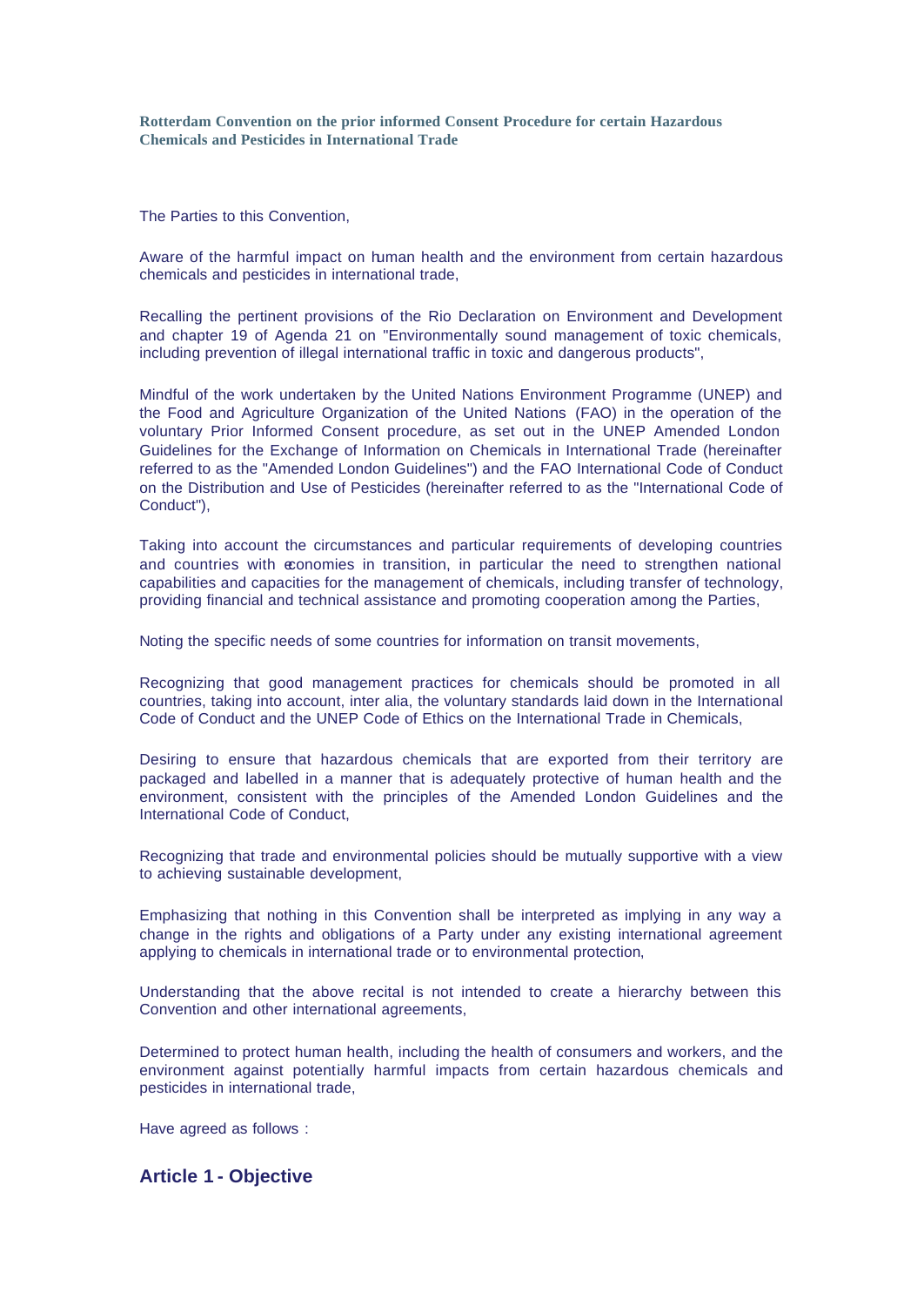**Rotterdam Convention on the prior informed Consent Procedure for certain Hazardous Chemicals and Pesticides in International Trade**

The Parties to this Convention,

Aware of the harmful impact on human health and the environment from certain hazardous chemicals and pesticides in international trade,

Recalling the pertinent provisions of the Rio Declaration on Environment and Development and chapter 19 of Agenda 21 on "Environmentally sound management of toxic chemicals, including prevention of illegal international traffic in toxic and dangerous products",

Mindful of the work undertaken by the United Nations Environment Programme (UNEP) and the Food and Agriculture Organization of the United Nations (FAO) in the operation of the voluntary Prior Informed Consent procedure, as set out in the UNEP Amended London Guidelines for the Exchange of Information on Chemicals in International Trade (hereinafter referred to as the "Amended London Guidelines") and the FAO International Code of Conduct on the Distribution and Use of Pesticides (hereinafter referred to as the "International Code of Conduct"),

Taking into account the circumstances and particular requirements of developing countries and countries with economies in transition, in particular the need to strengthen national capabilities and capacities for the management of chemicals, including transfer of technology, providing financial and technical assistance and promoting cooperation among the Parties,

Noting the specific needs of some countries for information on transit movements,

Recognizing that good management practices for chemicals should be promoted in all countries, taking into account, inter alia, the voluntary standards laid down in the International Code of Conduct and the UNEP Code of Ethics on the International Trade in Chemicals,

Desiring to ensure that hazardous chemicals that are exported from their territory are packaged and labelled in a manner that is adequately protective of human health and the environment, consistent with the principles of the Amended London Guidelines and the International Code of Conduct,

Recognizing that trade and environmental policies should be mutually supportive with a view to achieving sustainable development,

Emphasizing that nothing in this Convention shall be interpreted as implying in any way a change in the rights and obligations of a Party under any existing international agreement applying to chemicals in international trade or to environmental protection,

Understanding that the above recital is not intended to create a hierarchy between this Convention and other international agreements,

Determined to protect human health, including the health of consumers and workers, and the environment against potentially harmful impacts from certain hazardous chemicals and pesticides in international trade,

Have agreed as follows :

## Article 1 - Objective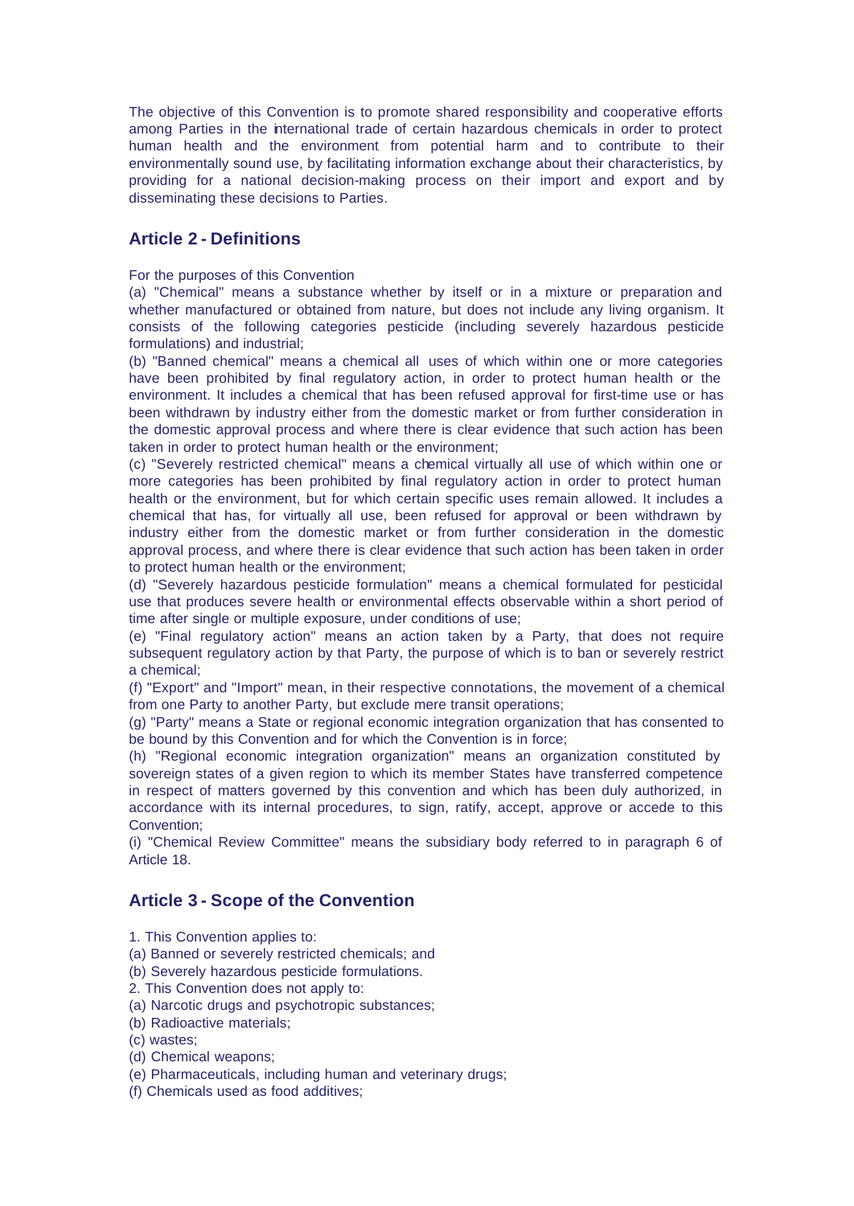The objective of this Convention is to promote shared responsibility and cooperative efforts among Parties in the international trade of certain hazardous chemicals in order to protect human health and the environment from potential harm and to contribute to their environmentally sound use, by facilitating information exchange about their characteristics, by providing for a national decision-making process on their import and export and by disseminating these decisions to Parties.

## Article 2 - Definitions

For the purposes of this Convention

(a) "Chemical" means a substance whether by itself or in a mixture or preparation and whether manufactured or obtained from nature, but does not include any living organism. It consists of the following categories pesticide (including severely hazardous pesticide formulations) and industrial;

(b) "Banned chemical" means a chemical all uses of which within one or more categories have been prohibited by final regulatory action, in order to protect human health or the environment. It includes a chemical that has been refused approval for first-time use or has been withdrawn by industry either from the domestic market or from further consideration in the domestic approval process and where there is clear evidence that such action has been taken in order to protect human health or the environment;

(c) "Severely restricted chemical" means a chemical virtually all use of which within one or more categories has been prohibited by final regulatory action in order to protect human health or the environment, but for which certain specific uses remain allowed. It includes a chemical that has, for virtually all use, been refused for approval or been withdrawn by industry either from the domestic market or from further consideration in the domestic approval process, and where there is clear evidence that such action has been taken in order to protect human health or the environment;

(d) "Severely hazardous pesticide formulation" means a chemical formulated for pesticidal use that produces severe health or environmental effects observable within a short period of time after single or multiple exposure, under conditions of use;

(e) "Final regulatory action" means an action taken by a Party, that does not require subsequent regulatory action by that Party, the purpose of which is to ban or severely restrict a chemical;

(f) "Export" and "Import" mean, in their respective connotations, the movement of a chemical from one Party to another Party, but exclude mere transit operations;

(g) "Party" means a State or regional economic integration organization that has consented to be bound by this Convention and for which the Convention is in force;

(h) "Regional economic integration organization" means an organization constituted by sovereign states of a given region to which its member States have transferred competence in respect of matters governed by this convention and which has been duly authorized, in accordance with its internal procedures, to sign, ratify, accept, approve or accede to this Convention;

(i) "Chemical Review Committee" means the subsidiary body referred to in paragraph 6 of Article 18.

## Article 3 - Scope of the Convention

1. This Convention applies to:

(a) Banned or severely restricted chemicals; and

(b) Severely hazardous pesticide formulations.

2. This Convention does not apply to:

(a) Narcotic drugs and psychotropic substances;

(b) Radioactive materials;

(c) wastes;

(d) Chemical weapons;

(e) Pharmaceuticals, including human and veterinary drugs;

(f) Chemicals used as food additives;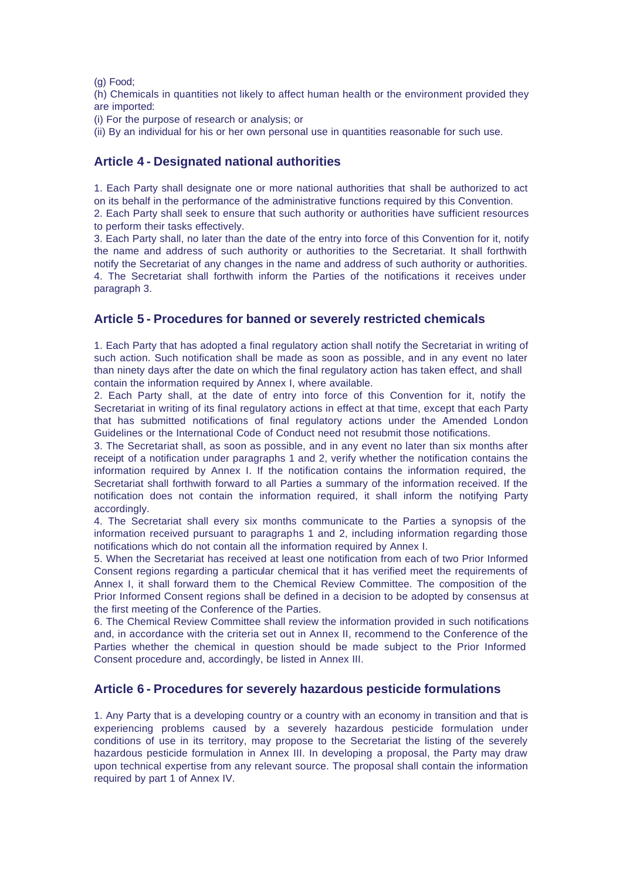(g) Food;

(h) Chemicals in quantities not likely to affect human health or the environment provided they are imported:

(i) For the purpose of research or analysis; or

(ii) By an individual for his or her own personal use in quantities reasonable for such use.

## Article 4 - Designated national authorities

1. Each Party shall designate one or more national authorities that shall be authorized to act on its behalf in the performance of the administrative functions required by this Convention.
2. Each Party shall seek to ensure that such authority or authorities have sufficient resources to perform their tasks effectively.
3. Each Party shall, no later than the date of the entry into force of this Convention for it, notify the name and address of such authority or authorities to the Secretariat. It shall forthwith notify the Secretariat of any changes in the name and address of such authority or authorities.
4. The Secretariat shall forthwith inform the Parties of the notifications it receives under paragraph 3.

## Article 5 - Procedures for banned or severely restricted chemicals

1. Each Party that has adopted a final regulatory action shall notify the Secretariat in writing of such action. Such notification shall be made as soon as possible, and in any event no later than ninety days after the date on which the final regulatory action has taken effect, and shall contain the information required by Annex I, where available.
2. Each Party shall, at the date of entry into force of this Convention for it, notify the Secretariat in writing of its final regulatory actions in effect at that time, except that each Party that has submitted notifications of final regulatory actions under the Amended London Guidelines or the International Code of Conduct need not resubmit those notifications.
3. The Secretariat shall, as soon as possible, and in any event no later than six months after receipt of a notification under paragraphs 1 and 2, verify whether the notification contains the information required by Annex I. If the notification contains the information required, the Secretariat shall forthwith forward to all Parties a summary of the information received. If the notification does not contain the information required, it shall inform the notifying Party accordingly.
4. The Secretariat shall every six months communicate to the Parties a synopsis of the information received pursuant to paragraphs 1 and 2, including information regarding those notifications which do not contain all the information required by Annex I.
5. When the Secretariat has received at least one notification from each of two Prior Informed Consent regions regarding a particular chemical that it has verified meet the requirements of Annex I, it shall forward them to the Chemical Review Committee. The composition of the Prior Informed Consent regions shall be defined in a decision to be adopted by consensus at the first meeting of the Conference of the Parties.
6. The Chemical Review Committee shall review the information provided in such notifications and, in accordance with the criteria set out in Annex II, recommend to the Conference of the Parties whether the chemical in question should be made subject to the Prior Informed Consent procedure and, accordingly, be listed in Annex III.

## Article 6 - Procedures for severely hazardous pesticide formulations

1. Any Party that is a developing country or a country with an economy in transition and that is experiencing problems caused by a severely hazardous pesticide formulation under conditions of use in its territory, may propose to the Secretariat the listing of the severely hazardous pesticide formulation in Annex III. In developing a proposal, the Party may draw upon technical expertise from any relevant source. The proposal shall contain the information required by part 1 of Annex IV.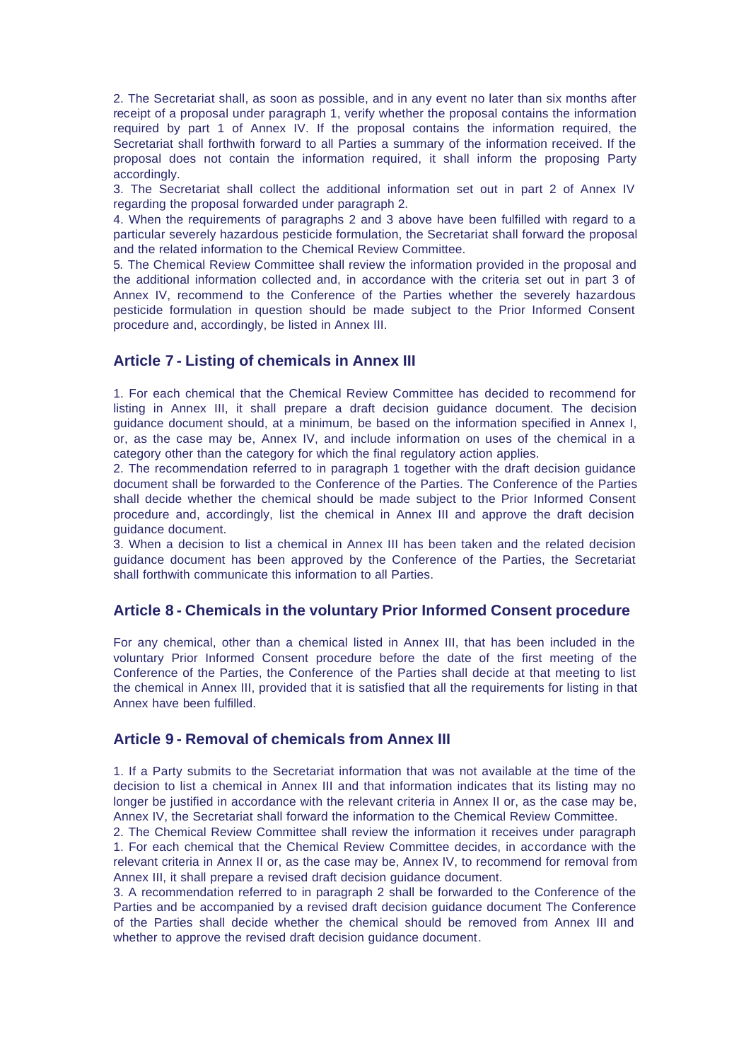2. The Secretariat shall, as soon as possible, and in any event no later than six months after receipt of a proposal under paragraph 1, verify whether the proposal contains the information required by part 1 of Annex IV. If the proposal contains the information required, the Secretariat shall forthwith forward to all Parties a summary of the information received. If the proposal does not contain the information required, it shall inform the proposing Party accordingly.

3. The Secretariat shall collect the additional information set out in part 2 of Annex IV regarding the proposal forwarded under paragraph 2.

4. When the requirements of paragraphs 2 and 3 above have been fulfilled with regard to a particular severely hazardous pesticide formulation, the Secretariat shall forward the proposal and the related information to the Chemical Review Committee.

5. The Chemical Review Committee shall review the information provided in the proposal and the additional information collected and, in accordance with the criteria set out in part 3 of Annex IV, recommend to the Conference of the Parties whether the severely hazardous pesticide formulation in question should be made subject to the Prior Informed Consent procedure and, accordingly, be listed in Annex III.

## Article 7 - Listing of chemicals in Annex III

1. For each chemical that the Chemical Review Committee has decided to recommend for listing in Annex III, it shall prepare a draft decision guidance document. The decision guidance document should, at a minimum, be based on the information specified in Annex I, or, as the case may be, Annex IV, and include information on uses of the chemical in a category other than the category for which the final regulatory action applies.

2. The recommendation referred to in paragraph 1 together with the draft decision guidance document shall be forwarded to the Conference of the Parties. The Conference of the Parties shall decide whether the chemical should be made subject to the Prior Informed Consent procedure and, accordingly, list the chemical in Annex III and approve the draft decision guidance document.

3. When a decision to list a chemical in Annex III has been taken and the related decision guidance document has been approved by the Conference of the Parties, the Secretariat shall forthwith communicate this information to all Parties.

## Article 8 - Chemicals in the voluntary Prior Informed Consent procedure

For any chemical, other than a chemical listed in Annex III, that has been included in the voluntary Prior Informed Consent procedure before the date of the first meeting of the Conference of the Parties, the Conference of the Parties shall decide at that meeting to list the chemical in Annex III, provided that it is satisfied that all the requirements for listing in that Annex have been fulfilled.

## Article 9 - Removal of chemicals from Annex III

1. If a Party submits to the Secretariat information that was not available at the time of the decision to list a chemical in Annex III and that information indicates that its listing may no longer be justified in accordance with the relevant criteria in Annex II or, as the case may be, Annex IV, the Secretariat shall forward the information to the Chemical Review Committee.

2. The Chemical Review Committee shall review the information it receives under paragraph 1. For each chemical that the Chemical Review Committee decides, in accordance with the relevant criteria in Annex II or, as the case may be, Annex IV, to recommend for removal from Annex III, it shall prepare a revised draft decision guidance document.

3. A recommendation referred to in paragraph 2 shall be forwarded to the Conference of the Parties and be accompanied by a revised draft decision guidance document The Conference of the Parties shall decide whether the chemical should be removed from Annex III and whether to approve the revised draft decision guidance document.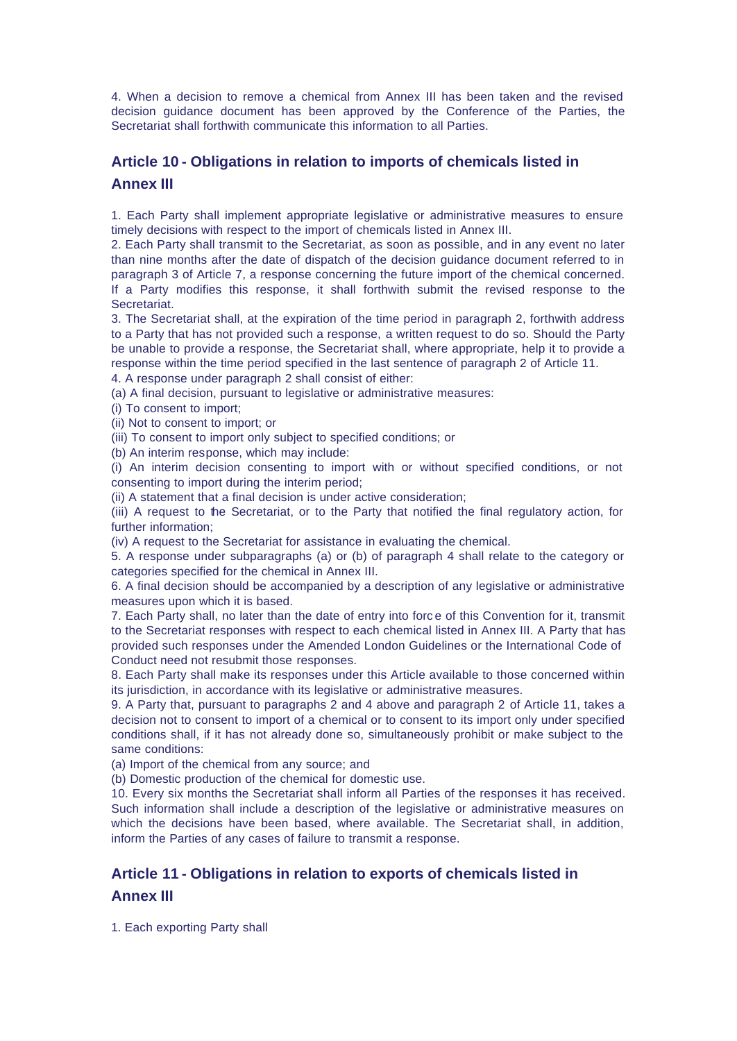4. When a decision to remove a chemical from Annex III has been taken and the revised decision guidance document has been approved by the Conference of the Parties, the Secretariat shall forthwith communicate this information to all Parties.

## Article 10 - Obligations in relation to imports of chemicals listed in Annex III

1. Each Party shall implement appropriate legislative or administrative measures to ensure timely decisions with respect to the import of chemicals listed in Annex III.
2. Each Party shall transmit to the Secretariat, as soon as possible, and in any event no later than nine months after the date of dispatch of the decision guidance document referred to in paragraph 3 of Article 7, a response concerning the future import of the chemical concerned. If a Party modifies this response, it shall forthwith submit the revised response to the Secretariat.
3. The Secretariat shall, at the expiration of the time period in paragraph 2, forthwith address to a Party that has not provided such a response, a written request to do so. Should the Party be unable to provide a response, the Secretariat shall, where appropriate, help it to provide a response within the time period specified in the last sentence of paragraph 2 of Article 11.
4. A response under paragraph 2 shall consist of either:
(a) A final decision, pursuant to legislative or administrative measures:
(i) To consent to import;
(ii) Not to consent to import; or
(iii) To consent to import only subject to specified conditions; or
(b) An interim response, which may include:
(i) An interim decision consenting to import with or without specified conditions, or not consenting to import during the interim period;
(ii) A statement that a final decision is under active consideration;
(iii) A request to the Secretariat, or to the Party that notified the final regulatory action, for further information;
(iv) A request to the Secretariat for assistance in evaluating the chemical.
5. A response under subparagraphs (a) or (b) of paragraph 4 shall relate to the category or categories specified for the chemical in Annex III.
6. A final decision should be accompanied by a description of any legislative or administrative measures upon which it is based.
7. Each Party shall, no later than the date of entry into force of this Convention for it, transmit to the Secretariat responses with respect to each chemical listed in Annex III. A Party that has provided such responses under the Amended London Guidelines or the International Code of Conduct need not resubmit those responses.
8. Each Party shall make its responses under this Article available to those concerned within its jurisdiction, in accordance with its legislative or administrative measures.
9. A Party that, pursuant to paragraphs 2 and 4 above and paragraph 2 of Article 11, takes a decision not to consent to import of a chemical or to consent to its import only under specified conditions shall, if it has not already done so, simultaneously prohibit or make subject to the same conditions:
(a) Import of the chemical from any source; and
(b) Domestic production of the chemical for domestic use.
10. Every six months the Secretariat shall inform all Parties of the responses it has received. Such information shall include a description of the legislative or administrative measures on which the decisions have been based, where available. The Secretariat shall, in addition, inform the Parties of any cases of failure to transmit a response.

## Article 11 - Obligations in relation to exports of chemicals listed in Annex III

1. Each exporting Party shall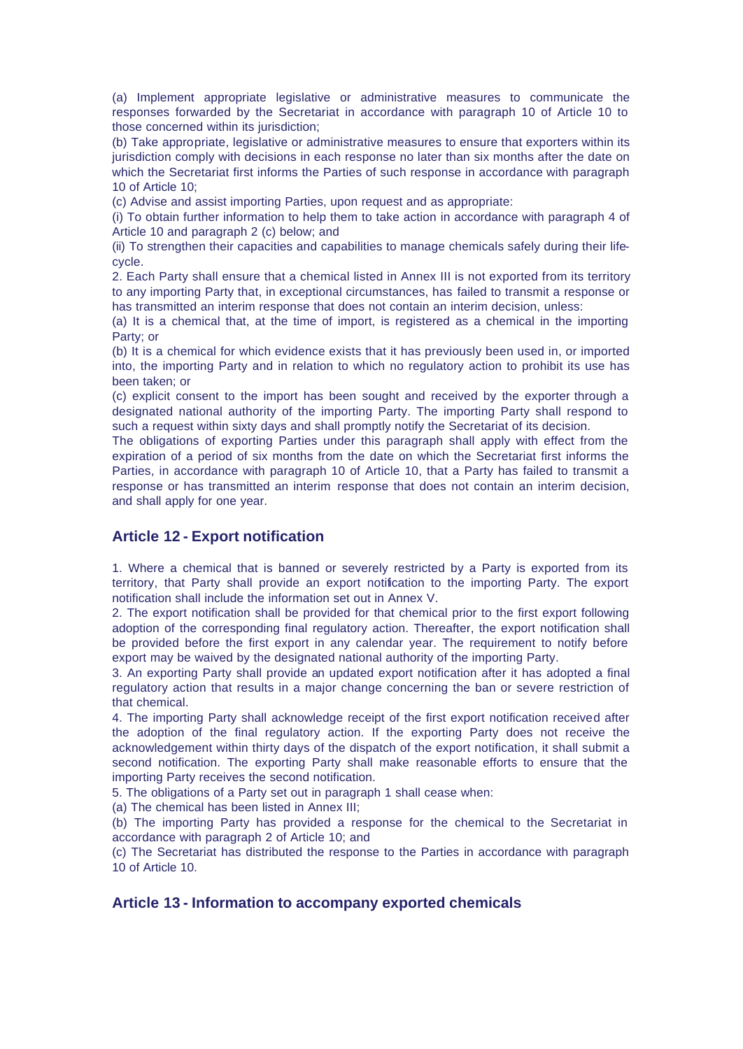(a) Implement appropriate legislative or administrative measures to communicate the responses forwarded by the Secretariat in accordance with paragraph 10 of Article 10 to those concerned within its jurisdiction;

(b) Take appropriate, legislative or administrative measures to ensure that exporters within its jurisdiction comply with decisions in each response no later than six months after the date on which the Secretariat first informs the Parties of such response in accordance with paragraph 10 of Article 10;

(c) Advise and assist importing Parties, upon request and as appropriate:

(i) To obtain further information to help them to take action in accordance with paragraph 4 of Article 10 and paragraph 2 (c) below; and

(ii) To strengthen their capacities and capabilities to manage chemicals safely during their life-cycle.

2. Each Party shall ensure that a chemical listed in Annex III is not exported from its territory to any importing Party that, in exceptional circumstances, has failed to transmit a response or has transmitted an interim response that does not contain an interim decision, unless:

(a) It is a chemical that, at the time of import, is registered as a chemical in the importing Party; or

(b) It is a chemical for which evidence exists that it has previously been used in, or imported into, the importing Party and in relation to which no regulatory action to prohibit its use has been taken; or

(c) explicit consent to the import has been sought and received by the exporter through a designated national authority of the importing Party. The importing Party shall respond to such a request within sixty days and shall promptly notify the Secretariat of its decision.

The obligations of exporting Parties under this paragraph shall apply with effect from the expiration of a period of six months from the date on which the Secretariat first informs the Parties, in accordance with paragraph 10 of Article 10, that a Party has failed to transmit a response or has transmitted an interim response that does not contain an interim decision, and shall apply for one year.

## Article 12 - Export notification

1. Where a chemical that is banned or severely restricted by a Party is exported from its territory, that Party shall provide an export notification to the importing Party. The export notification shall include the information set out in Annex V.

2. The export notification shall be provided for that chemical prior to the first export following adoption of the corresponding final regulatory action. Thereafter, the export notification shall be provided before the first export in any calendar year. The requirement to notify before export may be waived by the designated national authority of the importing Party.

3. An exporting Party shall provide an updated export notification after it has adopted a final regulatory action that results in a major change concerning the ban or severe restriction of that chemical.

4. The importing Party shall acknowledge receipt of the first export notification received after the adoption of the final regulatory action. If the exporting Party does not receive the acknowledgement within thirty days of the dispatch of the export notification, it shall submit a second notification. The exporting Party shall make reasonable efforts to ensure that the importing Party receives the second notification.

5. The obligations of a Party set out in paragraph 1 shall cease when:

(a) The chemical has been listed in Annex III;

(b) The importing Party has provided a response for the chemical to the Secretariat in accordance with paragraph 2 of Article 10; and

(c) The Secretariat has distributed the response to the Parties in accordance with paragraph 10 of Article 10.

## Article 13 - Information to accompany exported chemicals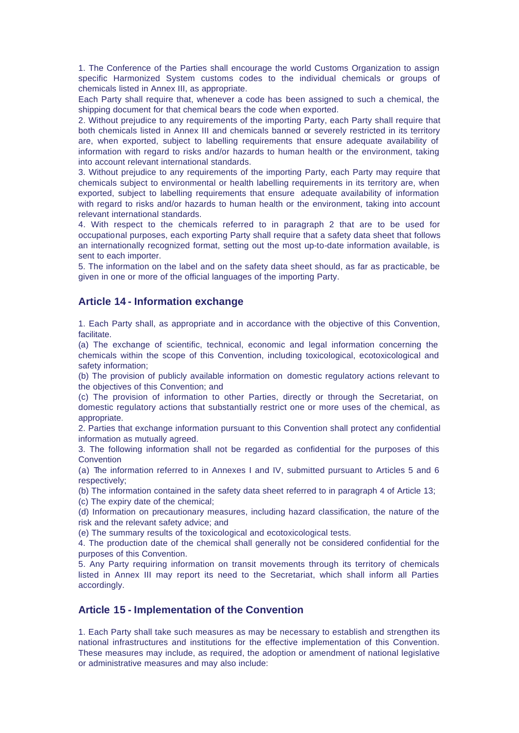1. The Conference of the Parties shall encourage the world Customs Organization to assign specific Harmonized System customs codes to the individual chemicals or groups of chemicals listed in Annex III, as appropriate.

Each Party shall require that, whenever a code has been assigned to such a chemical, the shipping document for that chemical bears the code when exported.

2. Without prejudice to any requirements of the importing Party, each Party shall require that both chemicals listed in Annex III and chemicals banned or severely restricted in its territory are, when exported, subject to labelling requirements that ensure adequate availability of information with regard to risks and/or hazards to human health or the environment, taking into account relevant international standards.

3. Without prejudice to any requirements of the importing Party, each Party may require that chemicals subject to environmental or health labelling requirements in its territory are, when exported, subject to labelling requirements that ensure adequate availability of information with regard to risks and/or hazards to human health or the environment, taking into account relevant international standards.

4. With respect to the chemicals referred to in paragraph 2 that are to be used for occupational purposes, each exporting Party shall require that a safety data sheet that follows an internationally recognized format, setting out the most up-to-date information available, is sent to each importer.

5. The information on the label and on the safety data sheet should, as far as practicable, be given in one or more of the official languages of the importing Party.

## Article 14 - Information exchange

1. Each Party shall, as appropriate and in accordance with the objective of this Convention, facilitate.

(a) The exchange of scientific, technical, economic and legal information concerning the chemicals within the scope of this Convention, including toxicological, ecotoxicological and safety information;

(b) The provision of publicly available information on domestic regulatory actions relevant to the objectives of this Convention; and

(c) The provision of information to other Parties, directly or through the Secretariat, on domestic regulatory actions that substantially restrict one or more uses of the chemical, as appropriate.

2. Parties that exchange information pursuant to this Convention shall protect any confidential information as mutually agreed.

3. The following information shall not be regarded as confidential for the purposes of this Convention

(a) The information referred to in Annexes I and IV, submitted pursuant to Articles 5 and 6 respectively;

(b) The information contained in the safety data sheet referred to in paragraph 4 of Article 13;

(c) The expiry date of the chemical;

(d) Information on precautionary measures, including hazard classification, the nature of the risk and the relevant safety advice; and

(e) The summary results of the toxicological and ecotoxicological tests.

4. The production date of the chemical shall generally not be considered confidential for the purposes of this Convention.

5. Any Party requiring information on transit movements through its territory of chemicals listed in Annex III may report its need to the Secretariat, which shall inform all Parties accordingly.

## Article 15 - Implementation of the Convention

1. Each Party shall take such measures as may be necessary to establish and strengthen its national infrastructures and institutions for the effective implementation of this Convention. These measures may include, as required, the adoption or amendment of national legislative or administrative measures and may also include: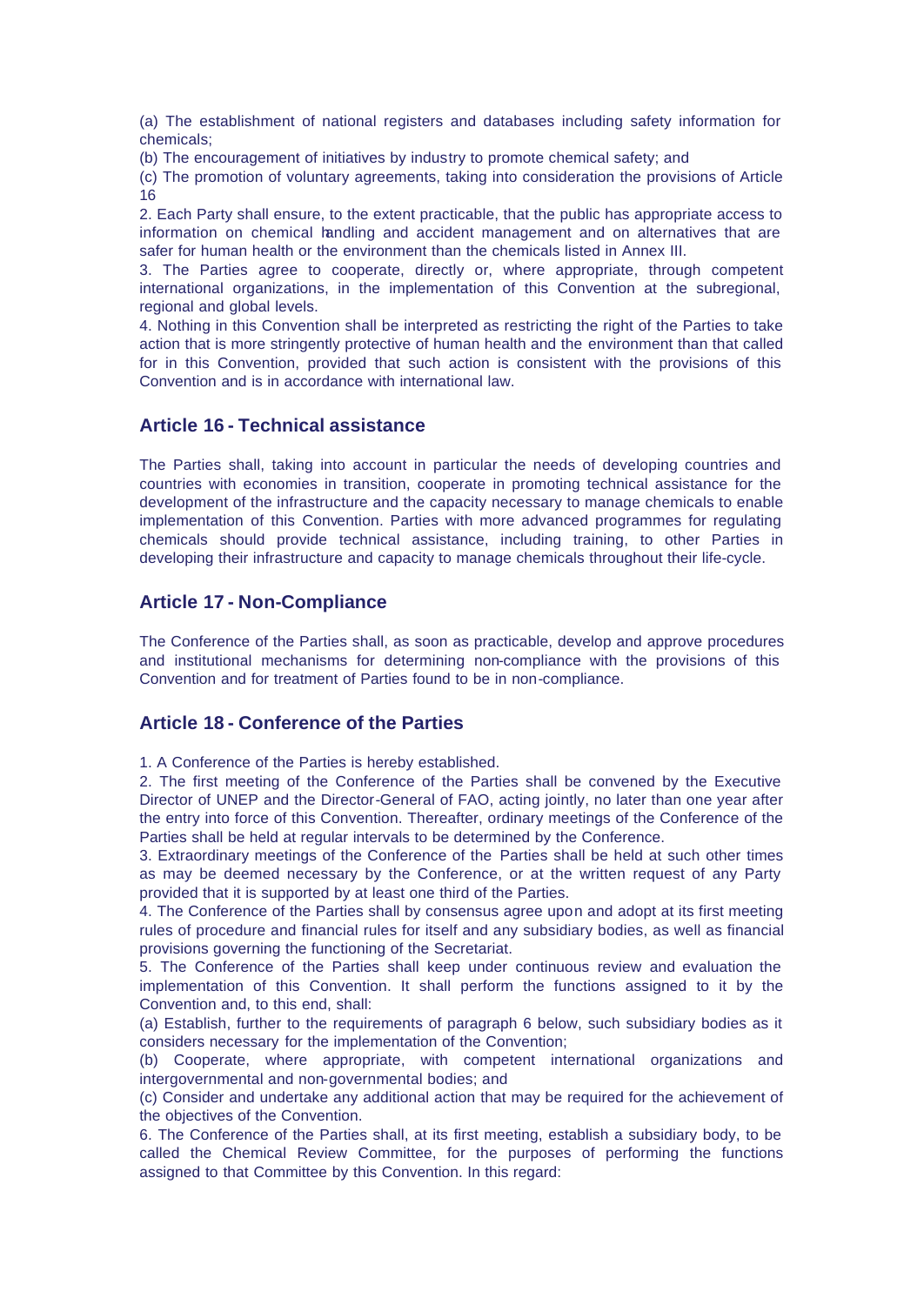(a) The establishment of national registers and databases including safety information for chemicals;

(b) The encouragement of initiatives by industry to promote chemical safety; and

(c) The promotion of voluntary agreements, taking into consideration the provisions of Article 16

2. Each Party shall ensure, to the extent practicable, that the public has appropriate access to information on chemical handling and accident management and on alternatives that are safer for human health or the environment than the chemicals listed in Annex III.

3. The Parties agree to cooperate, directly or, where appropriate, through competent international organizations, in the implementation of this Convention at the subregional, regional and global levels.

4. Nothing in this Convention shall be interpreted as restricting the right of the Parties to take action that is more stringently protective of human health and the environment than that called for in this Convention, provided that such action is consistent with the provisions of this Convention and is in accordance with international law.

## Article 16 - Technical assistance

The Parties shall, taking into account in particular the needs of developing countries and countries with economies in transition, cooperate in promoting technical assistance for the development of the infrastructure and the capacity necessary to manage chemicals to enable implementation of this Convention. Parties with more advanced programmes for regulating chemicals should provide technical assistance, including training, to other Parties in developing their infrastructure and capacity to manage chemicals throughout their life-cycle.

## Article 17 - Non-Compliance

The Conference of the Parties shall, as soon as practicable, develop and approve procedures and institutional mechanisms for determining non-compliance with the provisions of this Convention and for treatment of Parties found to be in non-compliance.

## Article 18 - Conference of the Parties

1. A Conference of the Parties is hereby established.

2. The first meeting of the Conference of the Parties shall be convened by the Executive Director of UNEP and the Director-General of FAO, acting jointly, no later than one year after the entry into force of this Convention. Thereafter, ordinary meetings of the Conference of the Parties shall be held at regular intervals to be determined by the Conference.

3. Extraordinary meetings of the Conference of the Parties shall be held at such other times as may be deemed necessary by the Conference, or at the written request of any Party provided that it is supported by at least one third of the Parties.

4. The Conference of the Parties shall by consensus agree upon and adopt at its first meeting rules of procedure and financial rules for itself and any subsidiary bodies, as well as financial provisions governing the functioning of the Secretariat.

5. The Conference of the Parties shall keep under continuous review and evaluation the implementation of this Convention. It shall perform the functions assigned to it by the Convention and, to this end, shall:

(a) Establish, further to the requirements of paragraph 6 below, such subsidiary bodies as it considers necessary for the implementation of the Convention;

(b) Cooperate, where appropriate, with competent international organizations and intergovernmental and non-governmental bodies; and

(c) Consider and undertake any additional action that may be required for the achievement of the objectives of the Convention.

6. The Conference of the Parties shall, at its first meeting, establish a subsidiary body, to be called the Chemical Review Committee, for the purposes of performing the functions assigned to that Committee by this Convention. In this regard: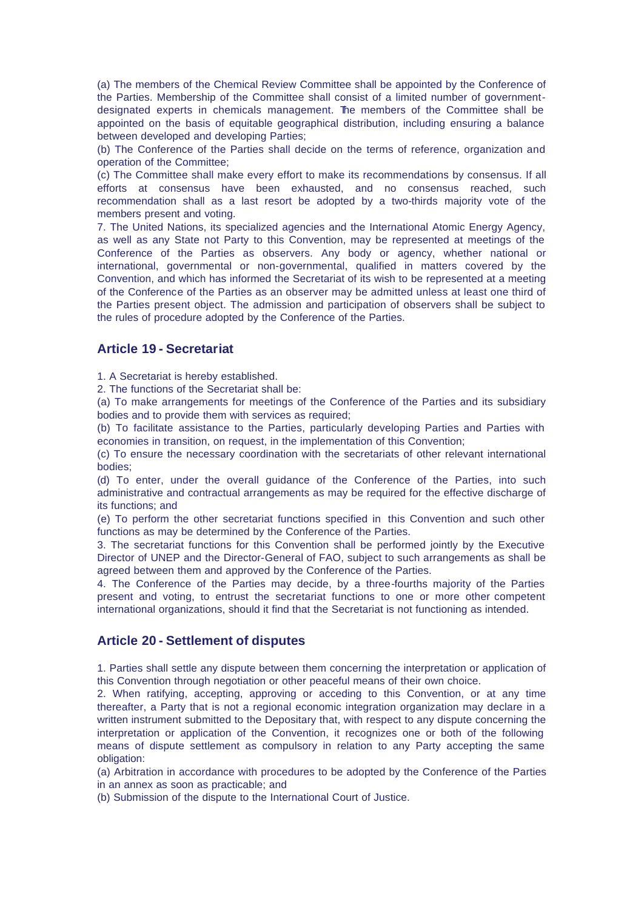(a) The members of the Chemical Review Committee shall be appointed by the Conference of the Parties. Membership of the Committee shall consist of a limited number of government-designated experts in chemicals management. The members of the Committee shall be appointed on the basis of equitable geographical distribution, including ensuring a balance between developed and developing Parties;

(b) The Conference of the Parties shall decide on the terms of reference, organization and operation of the Committee;

(c) The Committee shall make every effort to make its recommendations by consensus. If all efforts at consensus have been exhausted, and no consensus reached, such recommendation shall as a last resort be adopted by a two-thirds majority vote of the members present and voting.

7. The United Nations, its specialized agencies and the International Atomic Energy Agency, as well as any State not Party to this Convention, may be represented at meetings of the Conference of the Parties as observers. Any body or agency, whether national or international, governmental or non-governmental, qualified in matters covered by the Convention, and which has informed the Secretariat of its wish to be represented at a meeting of the Conference of the Parties as an observer may be admitted unless at least one third of the Parties present object. The admission and participation of observers shall be subject to the rules of procedure adopted by the Conference of the Parties.

## Article 19 - Secretariat

1. A Secretariat is hereby established.

2. The functions of the Secretariat shall be:

(a) To make arrangements for meetings of the Conference of the Parties and its subsidiary bodies and to provide them with services as required;

(b) To facilitate assistance to the Parties, particularly developing Parties and Parties with economies in transition, on request, in the implementation of this Convention;

(c) To ensure the necessary coordination with the secretariats of other relevant international bodies;

(d) To enter, under the overall guidance of the Conference of the Parties, into such administrative and contractual arrangements as may be required for the effective discharge of its functions; and

(e) To perform the other secretariat functions specified in this Convention and such other functions as may be determined by the Conference of the Parties.

3. The secretariat functions for this Convention shall be performed jointly by the Executive Director of UNEP and the Director-General of FAO, subject to such arrangements as shall be agreed between them and approved by the Conference of the Parties.

4. The Conference of the Parties may decide, by a three-fourths majority of the Parties present and voting, to entrust the secretariat functions to one or more other competent international organizations, should it find that the Secretariat is not functioning as intended.

## Article 20 - Settlement of disputes

1. Parties shall settle any dispute between them concerning the interpretation or application of this Convention through negotiation or other peaceful means of their own choice.

2. When ratifying, accepting, approving or acceding to this Convention, or at any time thereafter, a Party that is not a regional economic integration organization may declare in a written instrument submitted to the Depositary that, with respect to any dispute concerning the interpretation or application of the Convention, it recognizes one or both of the following means of dispute settlement as compulsory in relation to any Party accepting the same obligation:

(a) Arbitration in accordance with procedures to be adopted by the Conference of the Parties in an annex as soon as practicable; and

(b) Submission of the dispute to the International Court of Justice.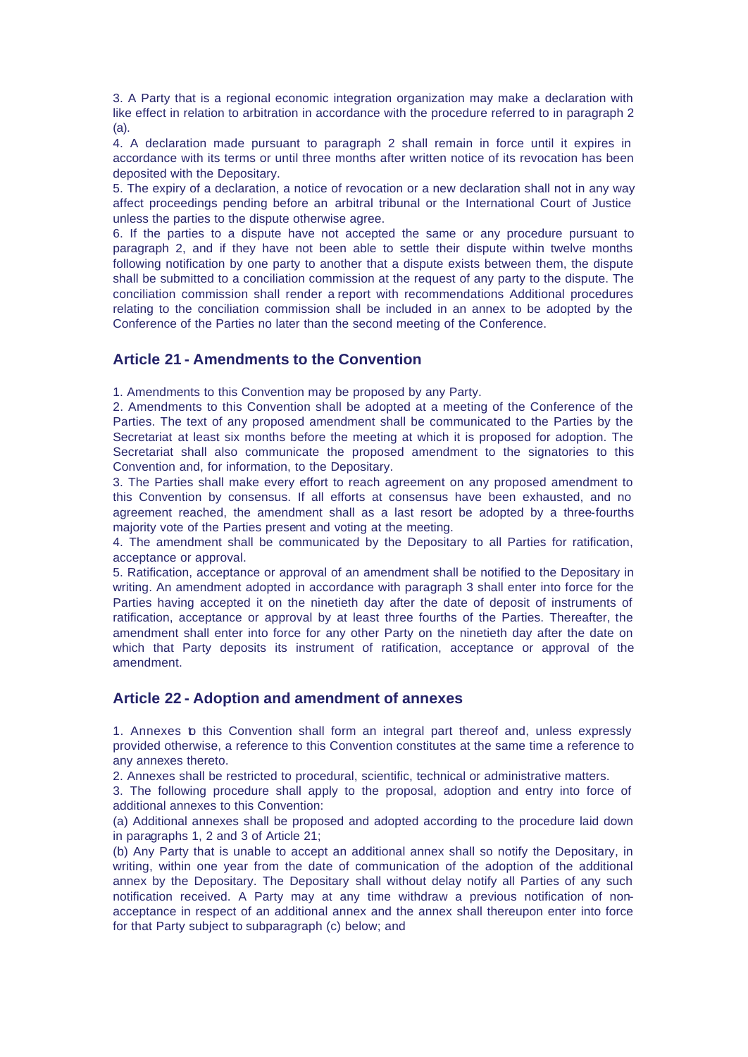3. A Party that is a regional economic integration organization may make a declaration with like effect in relation to arbitration in accordance with the procedure referred to in paragraph 2 (a).

4. A declaration made pursuant to paragraph 2 shall remain in force until it expires in accordance with its terms or until three months after written notice of its revocation has been deposited with the Depositary.

5. The expiry of a declaration, a notice of revocation or a new declaration shall not in any way affect proceedings pending before an arbitral tribunal or the International Court of Justice unless the parties to the dispute otherwise agree.

6. If the parties to a dispute have not accepted the same or any procedure pursuant to paragraph 2, and if they have not been able to settle their dispute within twelve months following notification by one party to another that a dispute exists between them, the dispute shall be submitted to a conciliation commission at the request of any party to the dispute. The conciliation commission shall render a report with recommendations Additional procedures relating to the conciliation commission shall be included in an annex to be adopted by the Conference of the Parties no later than the second meeting of the Conference.

## Article 21 - Amendments to the Convention

1. Amendments to this Convention may be proposed by any Party.

2. Amendments to this Convention shall be adopted at a meeting of the Conference of the Parties. The text of any proposed amendment shall be communicated to the Parties by the Secretariat at least six months before the meeting at which it is proposed for adoption. The Secretariat shall also communicate the proposed amendment to the signatories to this Convention and, for information, to the Depositary.

3. The Parties shall make every effort to reach agreement on any proposed amendment to this Convention by consensus. If all efforts at consensus have been exhausted, and no agreement reached, the amendment shall as a last resort be adopted by a three-fourths majority vote of the Parties present and voting at the meeting.

4. The amendment shall be communicated by the Depositary to all Parties for ratification, acceptance or approval.

5. Ratification, acceptance or approval of an amendment shall be notified to the Depositary in writing. An amendment adopted in accordance with paragraph 3 shall enter into force for the Parties having accepted it on the ninetieth day after the date of deposit of instruments of ratification, acceptance or approval by at least three fourths of the Parties. Thereafter, the amendment shall enter into force for any other Party on the ninetieth day after the date on which that Party deposits its instrument of ratification, acceptance or approval of the amendment.

## Article 22 - Adoption and amendment of annexes

1. Annexes to this Convention shall form an integral part thereof and, unless expressly provided otherwise, a reference to this Convention constitutes at the same time a reference to any annexes thereto.

2. Annexes shall be restricted to procedural, scientific, technical or administrative matters.

3. The following procedure shall apply to the proposal, adoption and entry into force of additional annexes to this Convention:

(a) Additional annexes shall be proposed and adopted according to the procedure laid down in paragraphs 1, 2 and 3 of Article 21;

(b) Any Party that is unable to accept an additional annex shall so notify the Depositary, in writing, within one year from the date of communication of the adoption of the additional annex by the Depositary. The Depositary shall without delay notify all Parties of any such notification received. A Party may at any time withdraw a previous notification of non-acceptance in respect of an additional annex and the annex shall thereupon enter into force for that Party subject to subparagraph (c) below; and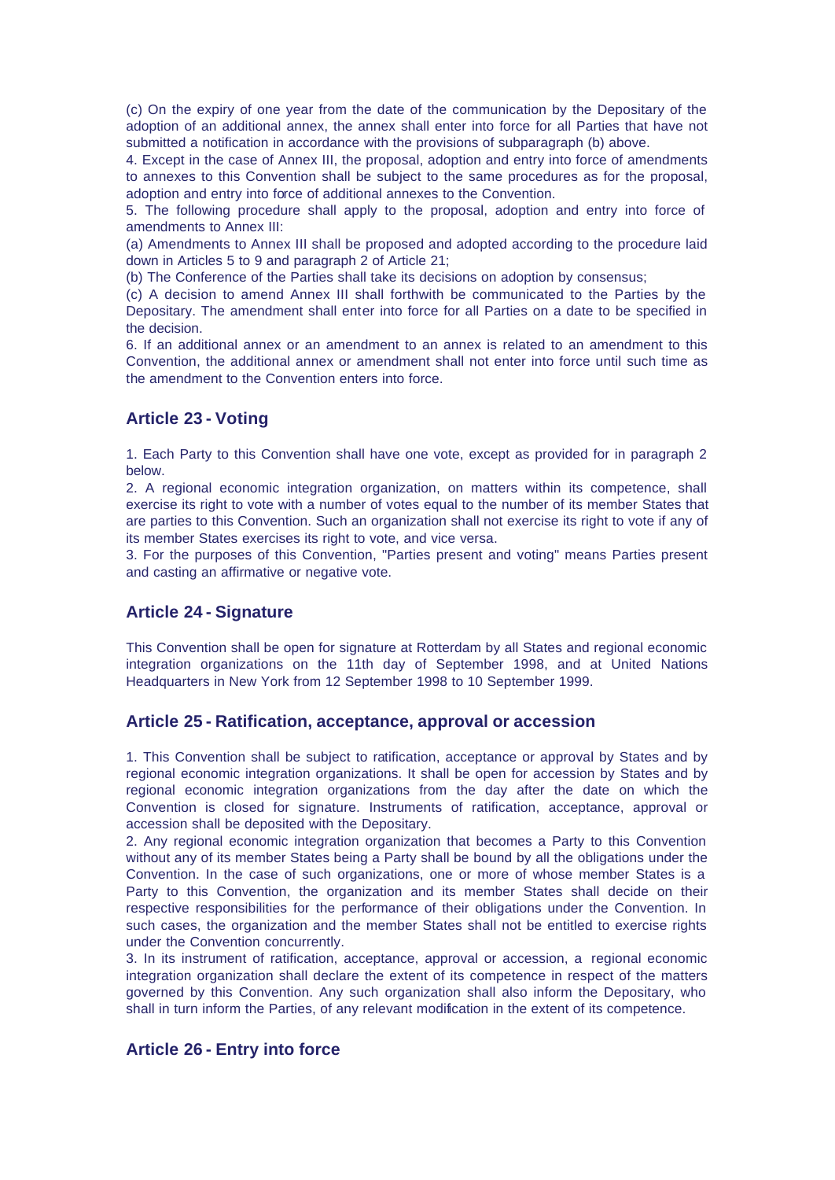(c) On the expiry of one year from the date of the communication by the Depositary of the adoption of an additional annex, the annex shall enter into force for all Parties that have not submitted a notification in accordance with the provisions of subparagraph (b) above.

4. Except in the case of Annex III, the proposal, adoption and entry into force of amendments to annexes to this Convention shall be subject to the same procedures as for the proposal, adoption and entry into force of additional annexes to the Convention.

5. The following procedure shall apply to the proposal, adoption and entry into force of amendments to Annex III:

(a) Amendments to Annex III shall be proposed and adopted according to the procedure laid down in Articles 5 to 9 and paragraph 2 of Article 21;

(b) The Conference of the Parties shall take its decisions on adoption by consensus;

(c) A decision to amend Annex III shall forthwith be communicated to the Parties by the Depositary. The amendment shall enter into force for all Parties on a date to be specified in the decision.

6. If an additional annex or an amendment to an annex is related to an amendment to this Convention, the additional annex or amendment shall not enter into force until such time as the amendment to the Convention enters into force.

## Article 23 - Voting

1. Each Party to this Convention shall have one vote, except as provided for in paragraph 2 below.

2. A regional economic integration organization, on matters within its competence, shall exercise its right to vote with a number of votes equal to the number of its member States that are parties to this Convention. Such an organization shall not exercise its right to vote if any of its member States exercises its right to vote, and vice versa.

3. For the purposes of this Convention, "Parties present and voting" means Parties present and casting an affirmative or negative vote.

## Article 24 - Signature

This Convention shall be open for signature at Rotterdam by all States and regional economic integration organizations on the 11th day of September 1998, and at United Nations Headquarters in New York from 12 September 1998 to 10 September 1999.

## Article 25 - Ratification, acceptance, approval or accession

1. This Convention shall be subject to ratification, acceptance or approval by States and by regional economic integration organizations. It shall be open for accession by States and by regional economic integration organizations from the day after the date on which the Convention is closed for signature. Instruments of ratification, acceptance, approval or accession shall be deposited with the Depositary.

2. Any regional economic integration organization that becomes a Party to this Convention without any of its member States being a Party shall be bound by all the obligations under the Convention. In the case of such organizations, one or more of whose member States is a Party to this Convention, the organization and its member States shall decide on their respective responsibilities for the performance of their obligations under the Convention. In such cases, the organization and the member States shall not be entitled to exercise rights under the Convention concurrently.

3. In its instrument of ratification, acceptance, approval or accession, a regional economic integration organization shall declare the extent of its competence in respect of the matters governed by this Convention. Any such organization shall also inform the Depositary, who shall in turn inform the Parties, of any relevant modification in the extent of its competence.

## Article 26 - Entry into force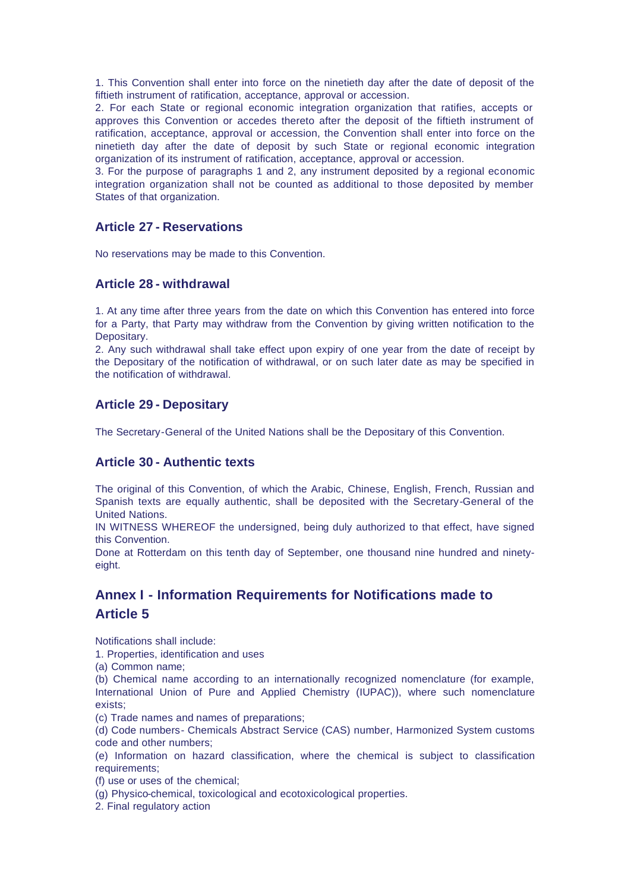1. This Convention shall enter into force on the ninetieth day after the date of deposit of the fiftieth instrument of ratification, acceptance, approval or accession.
2. For each State or regional economic integration organization that ratifies, accepts or approves this Convention or accedes thereto after the deposit of the fiftieth instrument of ratification, acceptance, approval or accession, the Convention shall enter into force on the ninetieth day after the date of deposit by such State or regional economic integration organization of its instrument of ratification, acceptance, approval or accession.
3. For the purpose of paragraphs 1 and 2, any instrument deposited by a regional economic integration organization shall not be counted as additional to those deposited by member States of that organization.

### Article 27 - Reservations

No reservations may be made to this Convention.

### Article 28 - withdrawal

1. At any time after three years from the date on which this Convention has entered into force for a Party, that Party may withdraw from the Convention by giving written notification to the Depositary.
2. Any such withdrawal shall take effect upon expiry of one year from the date of receipt by the Depositary of the notification of withdrawal, or on such later date as may be specified in the notification of withdrawal.

### Article 29 - Depositary

The Secretary-General of the United Nations shall be the Depositary of this Convention.

### Article 30 - Authentic texts

The original of this Convention, of which the Arabic, Chinese, English, French, Russian and Spanish texts are equally authentic, shall be deposited with the Secretary-General of the United Nations.

IN WITNESS WHEREOF the undersigned, being duly authorized to that effect, have signed this Convention.

Done at Rotterdam on this tenth day of September, one thousand nine hundred and ninety-eight.

## Annex I - Information Requirements for Notifications made to Article 5

Notifications shall include:

1. Properties, identification and uses

(a) Common name;

(b) Chemical name according to an internationally recognized nomenclature (for example, International Union of Pure and Applied Chemistry (IUPAC)), where such nomenclature exists;

(c) Trade names and names of preparations;

(d) Code numbers- Chemicals Abstract Service (CAS) number, Harmonized System customs code and other numbers;

(e) Information on hazard classification, where the chemical is subject to classification requirements;

(f) use or uses of the chemical;

(g) Physico-chemical, toxicological and ecotoxicological properties.

2. Final regulatory action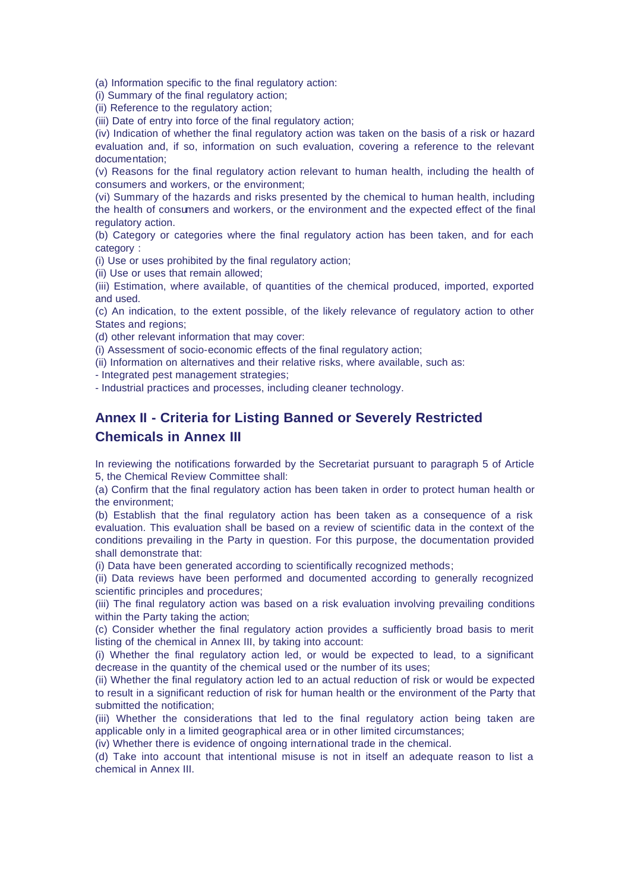(a) Information specific to the final regulatory action:

(i) Summary of the final regulatory action;

(ii) Reference to the regulatory action;

(iii) Date of entry into force of the final regulatory action;

(iv) Indication of whether the final regulatory action was taken on the basis of a risk or hazard evaluation and, if so, information on such evaluation, covering a reference to the relevant documentation;

(v) Reasons for the final regulatory action relevant to human health, including the health of consumers and workers, or the environment;

(vi) Summary of the hazards and risks presented by the chemical to human health, including the health of consumers and workers, or the environment and the expected effect of the final regulatory action.

(b) Category or categories where the final regulatory action has been taken, and for each category :

(i) Use or uses prohibited by the final regulatory action;

(ii) Use or uses that remain allowed;

(iii) Estimation, where available, of quantities of the chemical produced, imported, exported and used.

(c) An indication, to the extent possible, of the likely relevance of regulatory action to other States and regions;

(d) other relevant information that may cover:

(i) Assessment of socio-economic effects of the final regulatory action;

(ii) Information on alternatives and their relative risks, where available, such as:

- Integrated pest management strategies;
- Industrial practices and processes, including cleaner technology.

## Annex II - Criteria for Listing Banned or Severely Restricted Chemicals in Annex III

In reviewing the notifications forwarded by the Secretariat pursuant to paragraph 5 of Article 5, the Chemical Review Committee shall:

(a) Confirm that the final regulatory action has been taken in order to protect human health or the environment;

(b) Establish that the final regulatory action has been taken as a consequence of a risk evaluation. This evaluation shall be based on a review of scientific data in the context of the conditions prevailing in the Party in question. For this purpose, the documentation provided shall demonstrate that:

(i) Data have been generated according to scientifically recognized methods;

(ii) Data reviews have been performed and documented according to generally recognized scientific principles and procedures;

(iii) The final regulatory action was based on a risk evaluation involving prevailing conditions within the Party taking the action;

(c) Consider whether the final regulatory action provides a sufficiently broad basis to merit listing of the chemical in Annex III, by taking into account:

(i) Whether the final regulatory action led, or would be expected to lead, to a significant decrease in the quantity of the chemical used or the number of its uses;

(ii) Whether the final regulatory action led to an actual reduction of risk or would be expected to result in a significant reduction of risk for human health or the environment of the Party that submitted the notification;

(iii) Whether the considerations that led to the final regulatory action being taken are applicable only in a limited geographical area or in other limited circumstances;

(iv) Whether there is evidence of ongoing international trade in the chemical.

(d) Take into account that intentional misuse is not in itself an adequate reason to list a chemical in Annex III.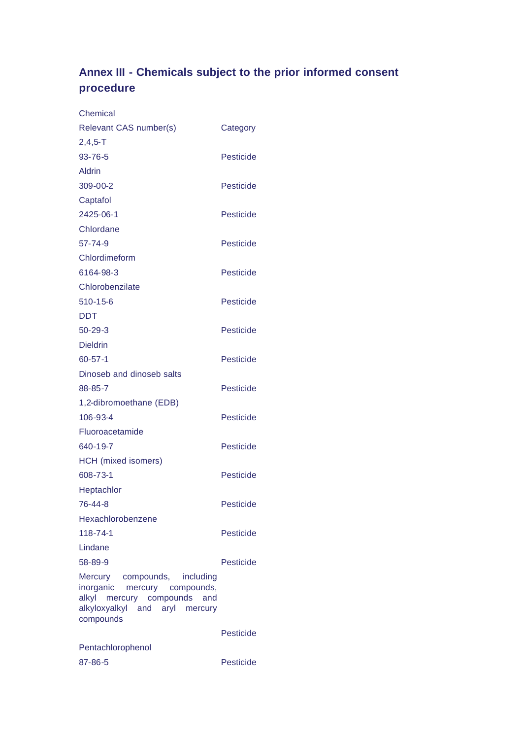## Annex III - Chemicals subject to the prior informed consent procedure

| Chemical | |
|---|---|
| Relevant CAS number(s) | Category |
| 2,4,5-T | |
| 93-76-5 | Pesticide |
| Aldrin | |
| 309-00-2 | Pesticide |
| Captafol | |
| 2425-06-1 | Pesticide |
| Chlordane | |
| 57-74-9 | Pesticide |
| Chlordimeform | |
| 6164-98-3 | Pesticide |
| Chlorobenzilate | |
| 510-15-6 | Pesticide |
| DDT | |
| 50-29-3 | Pesticide |
| Dieldrin | |
| 60-57-1 | Pesticide |
| Dinoseb and dinoseb salts | |
| 88-85-7 | Pesticide |
| 1,2-dibromoethane (EDB) | |
| 106-93-4 | Pesticide |
| Fluoroacetamide | |
| 640-19-7 | Pesticide |
| HCH (mixed isomers) | |
| 608-73-1 | Pesticide |
| Heptachlor | |
| 76-44-8 | Pesticide |
| Hexachlorobenzene | |
| 118-74-1 | Pesticide |
| Lindane | |
| 58-89-9 | Pesticide |
| Mercury compounds, including inorganic mercury compounds, alkyl mercury compounds and alkyloxyalkyl and aryl mercury compounds | |
| | Pesticide |
| Pentachlorophenol | |
| 87-86-5 | Pesticide |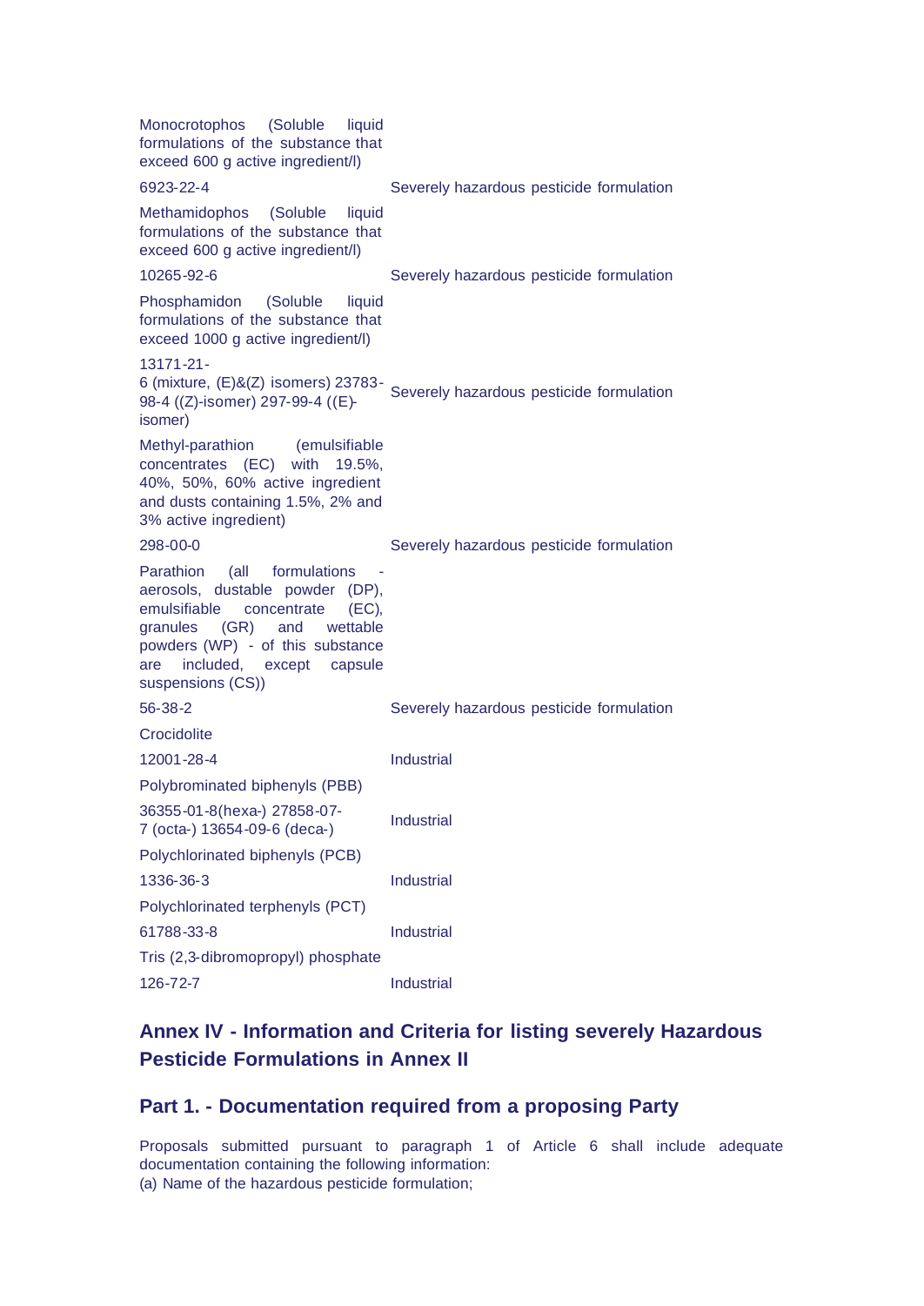| | |
|---|---|
| Monocrotophos (Soluble liquid formulations of the substance that exceed 600 g active ingredient/l) | |
| 6923-22-4 | Severely hazardous pesticide formulation |
| Methamidophos (Soluble liquid formulations of the substance that exceed 600 g active ingredient/l) | |
| 10265-92-6 | Severely hazardous pesticide formulation |
| Phosphamidon (Soluble liquid formulations of the substance that exceed 1000 g active ingredient/l) | |
| 13171-21-6 (mixture, (E)&(Z) isomers) 23783-98-4 ((Z)-isomer) 297-99-4 ((E)-isomer) | Severely hazardous pesticide formulation |
| Methyl-parathion (emulsifiable concentrates (EC) with 19.5%, 40%, 50%, 60% active ingredient and dusts containing 1.5%, 2% and 3% active ingredient) | |
| 298-00-0 | Severely hazardous pesticide formulation |
| Parathion (all formulations - aerosols, dustable powder (DP), emulsifiable concentrate (EC), granules (GR) and wettable powders (WP) - of this substance are included, except capsule suspensions (CS)) | |
| 56-38-2 | Severely hazardous pesticide formulation |
| Crocidolite | |
| 12001-28-4 | Industrial |
| Polybrominated biphenyls (PBB) | |
| 36355-01-8(hexa-) 27858-07-7 (octa-) 13654-09-6 (deca-) | Industrial |
| Polychlorinated biphenyls (PCB) | |
| 1336-36-3 | Industrial |
| Polychlorinated terphenyls (PCT) | |
| 61788-33-8 | Industrial |
| Tris (2,3-dibromopropyl) phosphate | |
| 126-72-7 | Industrial |

## Annex IV - Information and Criteria for listing severely Hazardous Pesticide Formulations in Annex II

### Part 1. - Documentation required from a proposing Party

Proposals submitted pursuant to paragraph 1 of Article 6 shall include adequate documentation containing the following information:

(a) Name of the hazardous pesticide formulation;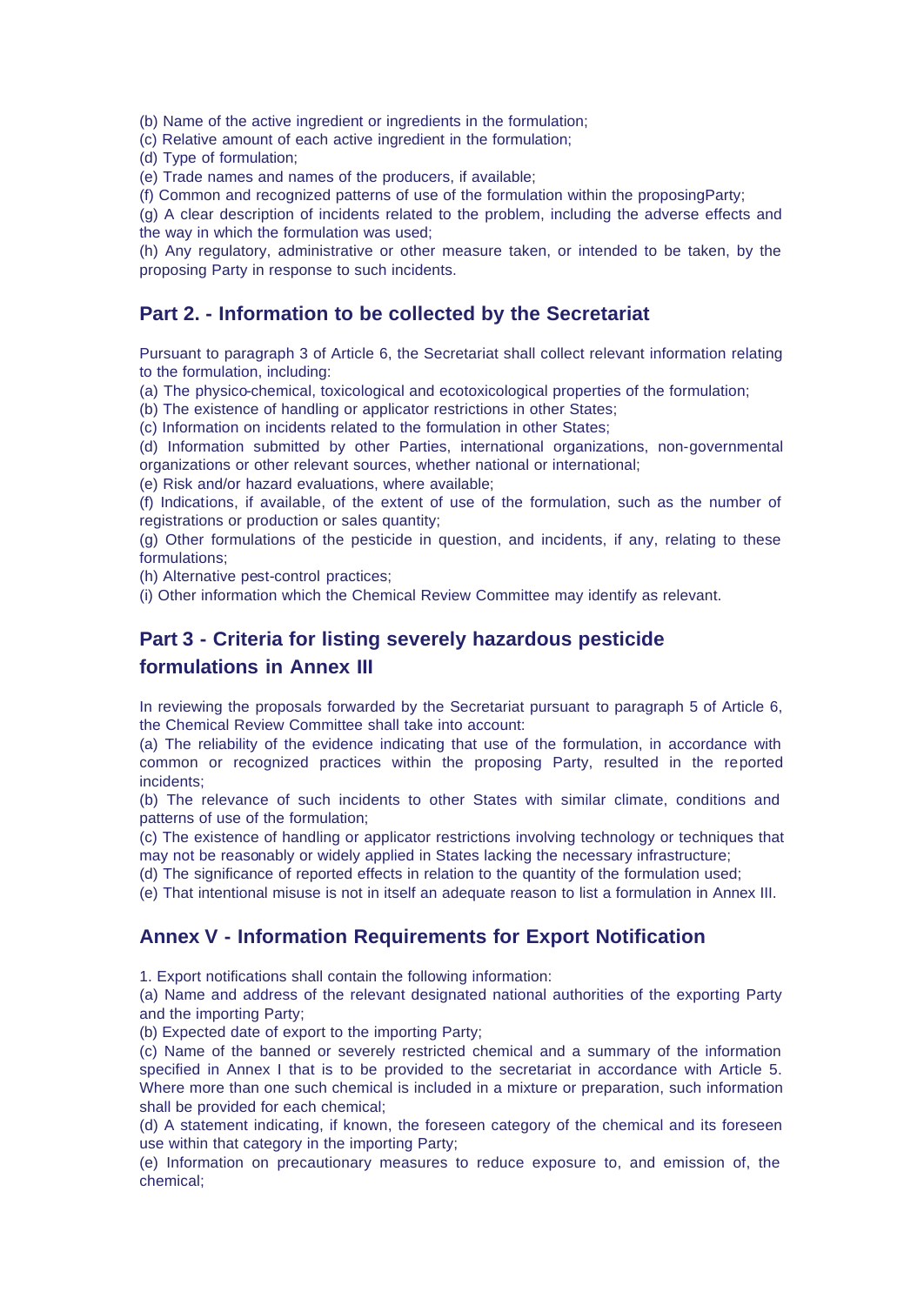(b) Name of the active ingredient or ingredients in the formulation;

(c) Relative amount of each active ingredient in the formulation;

(d) Type of formulation;

(e) Trade names and names of the producers, if available;

(f) Common and recognized patterns of use of the formulation within the proposingParty;

(g) A clear description of incidents related to the problem, including the adverse effects and the way in which the formulation was used;

(h) Any regulatory, administrative or other measure taken, or intended to be taken, by the proposing Party in response to such incidents.

## Part 2. - Information to be collected by the Secretariat

Pursuant to paragraph 3 of Article 6, the Secretariat shall collect relevant information relating to the formulation, including:

(a) The physico-chemical, toxicological and ecotoxicological properties of the formulation;

(b) The existence of handling or applicator restrictions in other States;

(c) Information on incidents related to the formulation in other States;

(d) Information submitted by other Parties, international organizations, non-governmental organizations or other relevant sources, whether national or international;

(e) Risk and/or hazard evaluations, where available;

(f) Indications, if available, of the extent of use of the formulation, such as the number of registrations or production or sales quantity;

(g) Other formulations of the pesticide in question, and incidents, if any, relating to these formulations;

(h) Alternative pest-control practices;

(i) Other information which the Chemical Review Committee may identify as relevant.

## Part 3 - Criteria for listing severely hazardous pesticide formulations in Annex III

In reviewing the proposals forwarded by the Secretariat pursuant to paragraph 5 of Article 6, the Chemical Review Committee shall take into account:

(a) The reliability of the evidence indicating that use of the formulation, in accordance with common or recognized practices within the proposing Party, resulted in the reported incidents;

(b) The relevance of such incidents to other States with similar climate, conditions and patterns of use of the formulation;

(c) The existence of handling or applicator restrictions involving technology or techniques that may not be reasonably or widely applied in States lacking the necessary infrastructure;

(d) The significance of reported effects in relation to the quantity of the formulation used;

(e) That intentional misuse is not in itself an adequate reason to list a formulation in Annex III.

## Annex V - Information Requirements for Export Notification

1. Export notifications shall contain the following information:

(a) Name and address of the relevant designated national authorities of the exporting Party and the importing Party;

(b) Expected date of export to the importing Party;

(c) Name of the banned or severely restricted chemical and a summary of the information specified in Annex I that is to be provided to the secretariat in accordance with Article 5. Where more than one such chemical is included in a mixture or preparation, such information shall be provided for each chemical;

(d) A statement indicating, if known, the foreseen category of the chemical and its foreseen use within that category in the importing Party;

(e) Information on precautionary measures to reduce exposure to, and emission of, the chemical;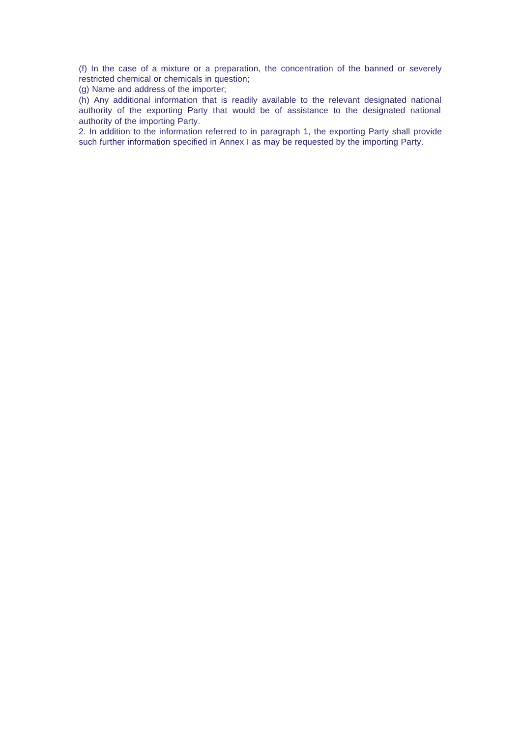(f) In the case of a mixture or a preparation, the concentration of the banned or severely restricted chemical or chemicals in question;

(g) Name and address of the importer;

(h) Any additional information that is readily available to the relevant designated national authority of the exporting Party that would be of assistance to the designated national authority of the importing Party.

2. In addition to the information referred to in paragraph 1, the exporting Party shall provide such further information specified in Annex I as may be requested by the importing Party.